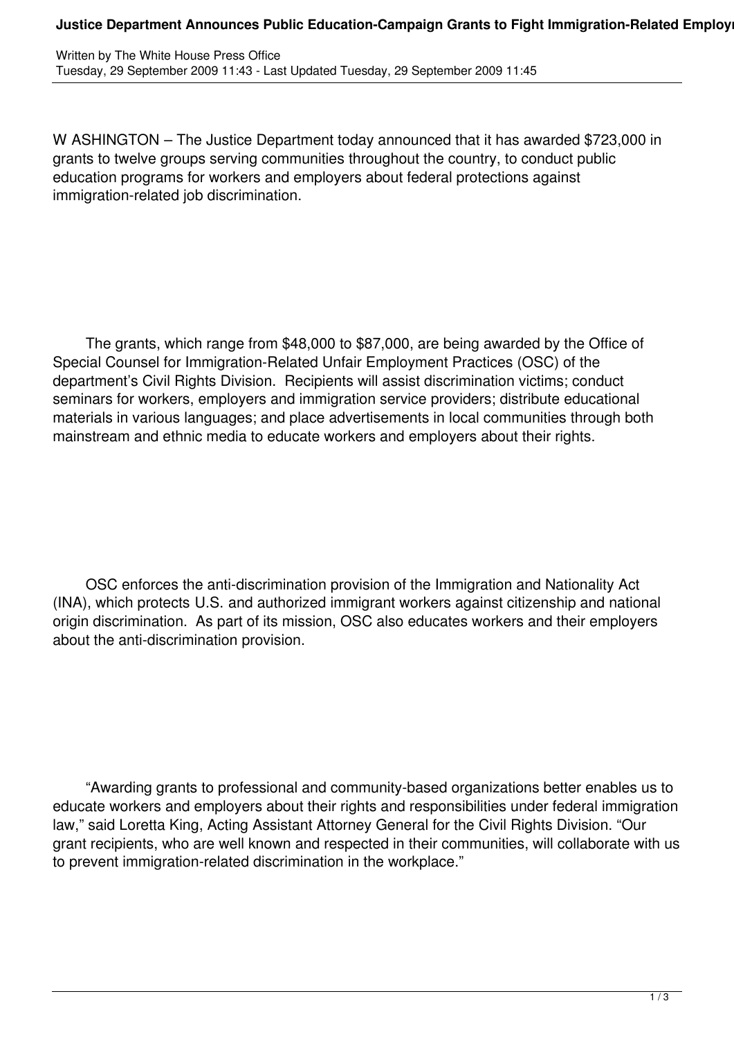# Justice Department Announces Public Education-Campaign Grants to Fight Immigration-Related Employ

Written by The White House Press Office
Tuesday, 29 September 2009 11:43 - Last Updated Tuesday, 29 September 2009 11:45

W ASHINGTON – The Justice Department today announced that it has awarded $723,000 in grants to twelve groups serving communities throughout the country, to conduct public education programs for workers and employers about federal protections against immigration-related job discrimination.

The grants, which range from $48,000 to $87,000, are being awarded by the Office of Special Counsel for Immigration-Related Unfair Employment Practices (OSC) of the department's Civil Rights Division. Recipients will assist discrimination victims; conduct seminars for workers, employers and immigration service providers; distribute educational materials in various languages; and place advertisements in local communities through both mainstream and ethnic media to educate workers and employers about their rights.

OSC enforces the anti-discrimination provision of the Immigration and Nationality Act (INA), which protects U.S. and authorized immigrant workers against citizenship and national origin discrimination. As part of its mission, OSC also educates workers and their employers about the anti-discrimination provision.

"Awarding grants to professional and community-based organizations better enables us to educate workers and employers about their rights and responsibilities under federal immigration law," said Loretta King, Acting Assistant Attorney General for the Civil Rights Division. "Our grant recipients, who are well known and respected in their communities, will collaborate with us to prevent immigration-related discrimination in the workplace."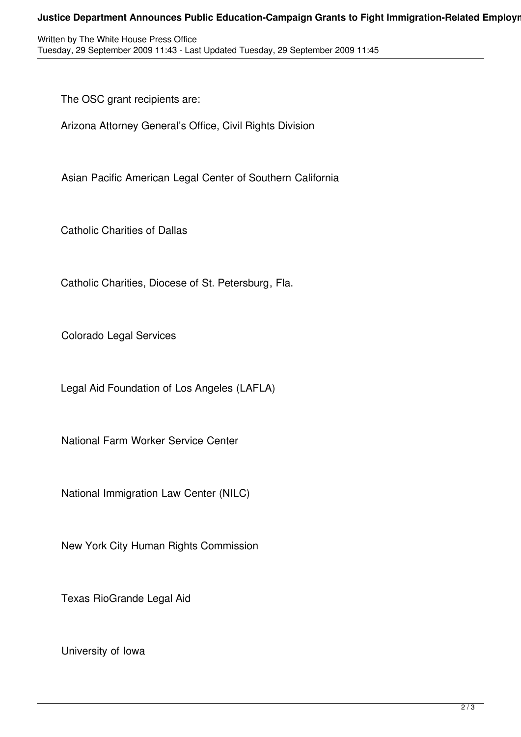The OSC grant recipients are:

Arizona Attorney General's Office, Civil Rights Division

Asian Pacific American Legal Center of Southern California

Catholic Charities of Dallas

Catholic Charities, Diocese of St. Petersburg, Fla.

Colorado Legal Services

Legal Aid Foundation of Los Angeles (LAFLA)

National Farm Worker Service Center

National Immigration Law Center (NILC)

New York City Human Rights Commission

Texas RioGrande Legal Aid

University of Iowa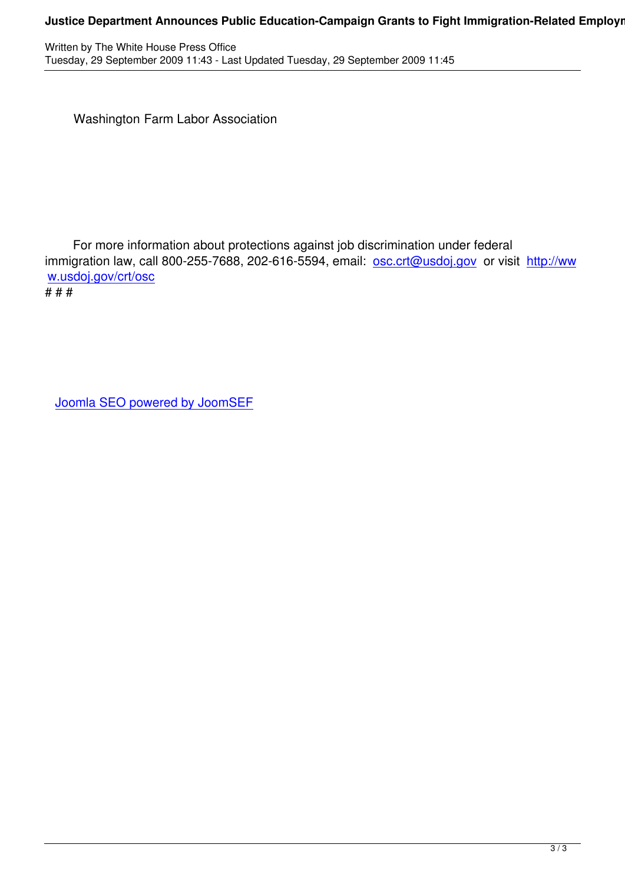Washington Farm Labor Association

For more information about protections against job discrimination under federal immigration law, call 800-255-7688, 202-616-5594, email: osc.crt@usdoj.gov or visit http://www.usdoj.gov/crt/osc

# # #

Joomla SEO powered by JoomSEF